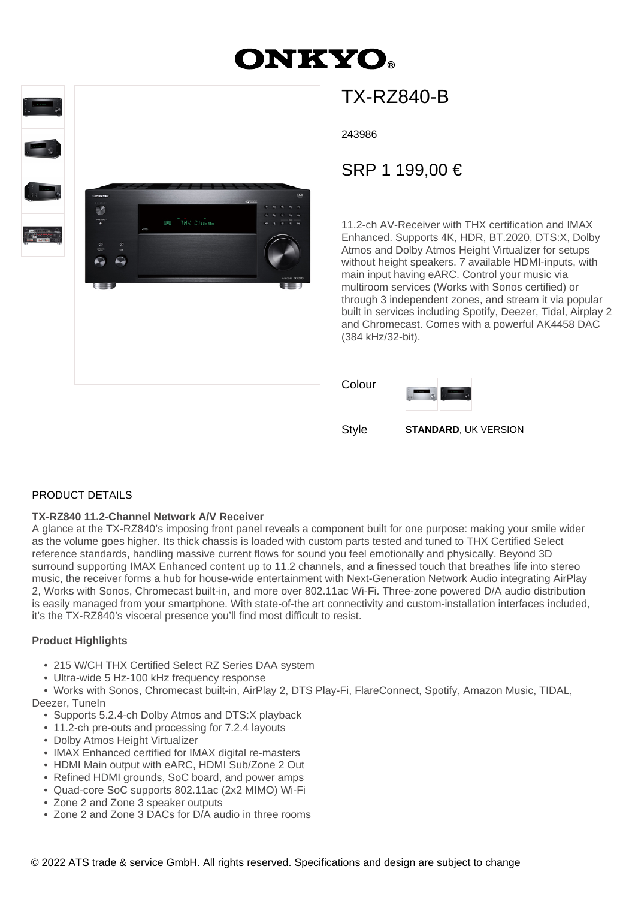# ONKYO

## TX-RZ840-B

243986

SRP 1 199,00 €

11.2-ch AV-Receiver with THX certification and IMAX Enhanced. Supports 4K, HDR, BT.2020, DTS:X, Dolby Atmos and Dolby Atmos Height Virtualizer for setups without height speakers. 7 available HDMI-inputs, with main input having eARC. Control your music via multiroom services (Works with Sonos certified) or through 3 independent zones, and stream it via popular built in services including Spotify, Deezer, Tidal, Airplay 2 and Chromecast. Comes with a powerful AK4458 DAC (384 kHz/32-bit).

Colour

Style **STANDARD**, UK VERSION

PRODUCT DETAILS

**TX-RZ840 11.2-Channel Network A/V Receiver**

A glance at the TX-RZ840's imposing front panel reveals a component built for one purpose: making your smile wider as the volume goes higher. Its thick chassis is loaded with custom parts tested and tuned to THX Certified Select reference standards, handling massive current flows for sound you feel emotionally and physically. Beyond 3D surround supporting IMAX Enhanced content up to 11.2 channels, and a finessed touch that breathes life into stereo music, the receiver forms a hub for house-wide entertainment with Next-Generation Network Audio integrating AirPlay 2, Works with Sonos, Chromecast built-in, and more over 802.11ac Wi-Fi. Three-zone powered D/A audio distribution is easily managed from your smartphone. With state-of-the art connectivity and custom-installation interfaces included, it's the TX-RZ840's visceral presence you'll find most difficult to resist.

**Product Highlights**

- 215 W/CH THX Certified Select RZ Series DAA system
- Ultra-wide 5 Hz-100 kHz frequency response
- Works with Sonos, Chromecast built-in, AirPlay 2, DTS Play-Fi, FlareConnect, Spotify, Amazon Music, TIDAL, Deezer, TuneIn
- Supports 5.2.4-ch Dolby Atmos and DTS:X playback
- 11.2-ch pre-outs and processing for 7.2.4 layouts
- Dolby Atmos Height Virtualizer
- IMAX Enhanced certified for IMAX digital re-masters
- HDMI Main output with eARC, HDMI Sub/Zone 2 Out
- Refined HDMI grounds, SoC board, and power amps
- Quad-core SoC supports 802.11ac (2x2 MIMO) Wi-Fi
- Zone 2 and Zone 3 speaker outputs
- Zone 2 and Zone 3 DACs for D/A audio in three rooms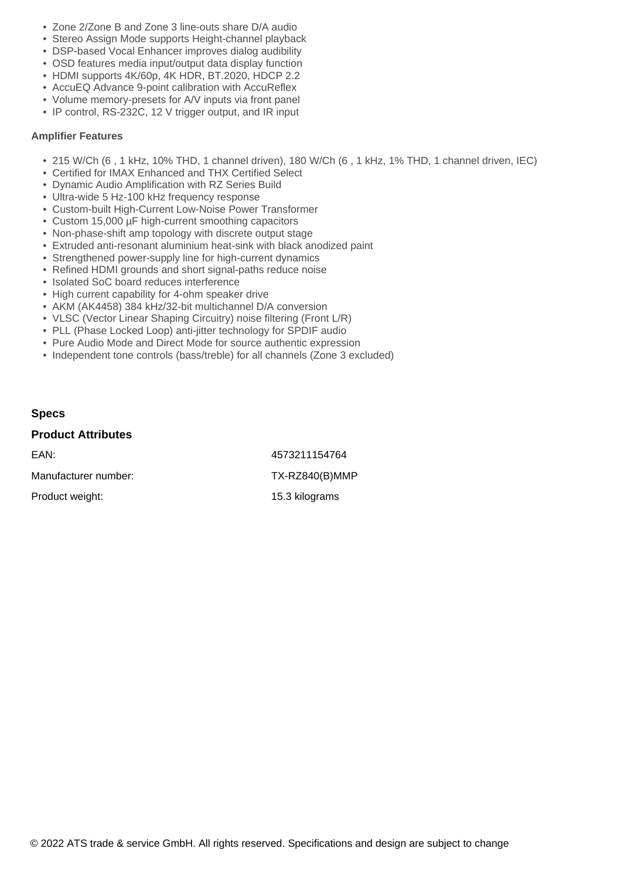- Zone 2/Zone B and Zone 3 line-outs share D/A audio
- Stereo Assign Mode supports Height-channel playback
- DSP-based Vocal Enhancer improves dialog audibility
- OSD features media input/output data display function
- HDMI supports 4K/60p, 4K HDR, BT.2020, HDCP 2.2
- AccuEQ Advance 9-point calibration with AccuReflex
- Volume memory-presets for A/V inputs via front panel
- IP control, RS-232C, 12 V trigger output, and IR input

**Amplifier Features**

- 215 W/Ch (6 , 1 kHz, 10% THD, 1 channel driven), 180 W/Ch (6 , 1 kHz, 1% THD, 1 channel driven, IEC)
- Certified for IMAX Enhanced and THX Certified Select
- Dynamic Audio Amplification with RZ Series Build
- Ultra-wide 5 Hz-100 kHz frequency response
- Custom-built High-Current Low-Noise Power Transformer
- Custom 15,000 µF high-current smoothing capacitors
- Non-phase-shift amp topology with discrete output stage
- Extruded anti-resonant aluminium heat-sink with black anodized paint
- Strengthened power-supply line for high-current dynamics
- Refined HDMI grounds and short signal-paths reduce noise
- Isolated SoC board reduces interference
- High current capability for 4-ohm speaker drive
- AKM (AK4458) 384 kHz/32-bit multichannel D/A conversion
- VLSC (Vector Linear Shaping Circuitry) noise filtering (Front L/R)
- PLL (Phase Locked Loop) anti-jitter technology for SPDIF audio
- Pure Audio Mode and Direct Mode for source authentic expression
- Independent tone controls (bass/treble) for all channels (Zone 3 excluded)

## Specs

### Product Attributes

| | |
|---|---|
| EAN: | 4573211154764 |
| Manufacturer number: | TX-RZ840(B)MMP |
| Product weight: | 15.3 kilograms |

© 2022 ATS trade & service GmbH. All rights reserved. Specifications and design are subject to change